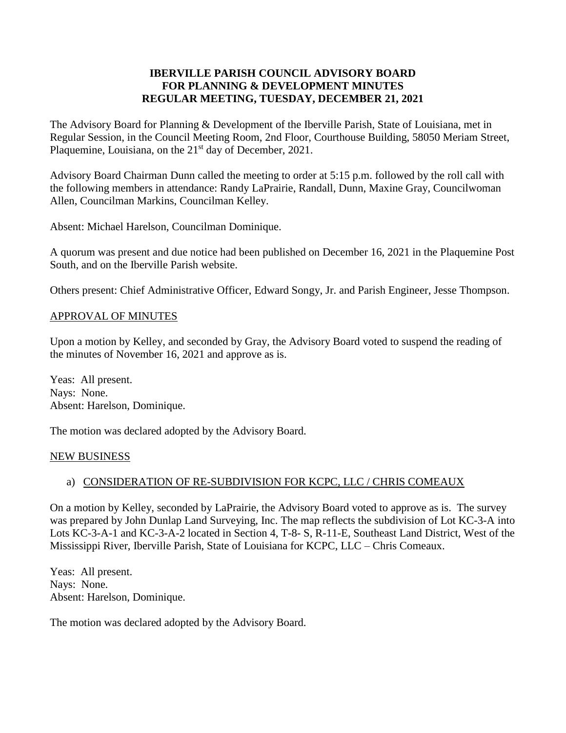# IBERVILLE PARISH COUNCIL ADVISORY BOARD FOR PLANNING & DEVELOPMENT MINUTES REGULAR MEETING, TUESDAY, DECEMBER 21, 2021

The Advisory Board for Planning & Development of the Iberville Parish, State of Louisiana, met in Regular Session, in the Council Meeting Room, 2nd Floor, Courthouse Building, 58050 Meriam Street, Plaquemine, Louisiana, on the 21st day of December, 2021.

Advisory Board Chairman Dunn called the meeting to order at 5:15 p.m. followed by the roll call with the following members in attendance: Randy LaPrairie, Randall, Dunn, Maxine Gray, Councilwoman Allen, Councilman Markins, Councilman Kelley.

Absent: Michael Harelson, Councilman Dominique.

A quorum was present and due notice had been published on December 16, 2021 in the Plaquemine Post South, and on the Iberville Parish website.

Others present: Chief Administrative Officer, Edward Songy, Jr. and Parish Engineer, Jesse Thompson.

## APPROVAL OF MINUTES

Upon a motion by Kelley, and seconded by Gray, the Advisory Board voted to suspend the reading of the minutes of November 16, 2021 and approve as is.

Yeas: All present.
Nays: None.
Absent: Harelson, Dominique.

The motion was declared adopted by the Advisory Board.

## NEW BUSINESS

a) CONSIDERATION OF RE-SUBDIVISION FOR KCPC, LLC / CHRIS COMEAUX

On a motion by Kelley, seconded by LaPrairie, the Advisory Board voted to approve as is. The survey was prepared by John Dunlap Land Surveying, Inc. The map reflects the subdivision of Lot KC-3-A into Lots KC-3-A-1 and KC-3-A-2 located in Section 4, T-8- S, R-11-E, Southeast Land District, West of the Mississippi River, Iberville Parish, State of Louisiana for KCPC, LLC – Chris Comeaux.

Yeas: All present.
Nays: None.
Absent: Harelson, Dominique.

The motion was declared adopted by the Advisory Board.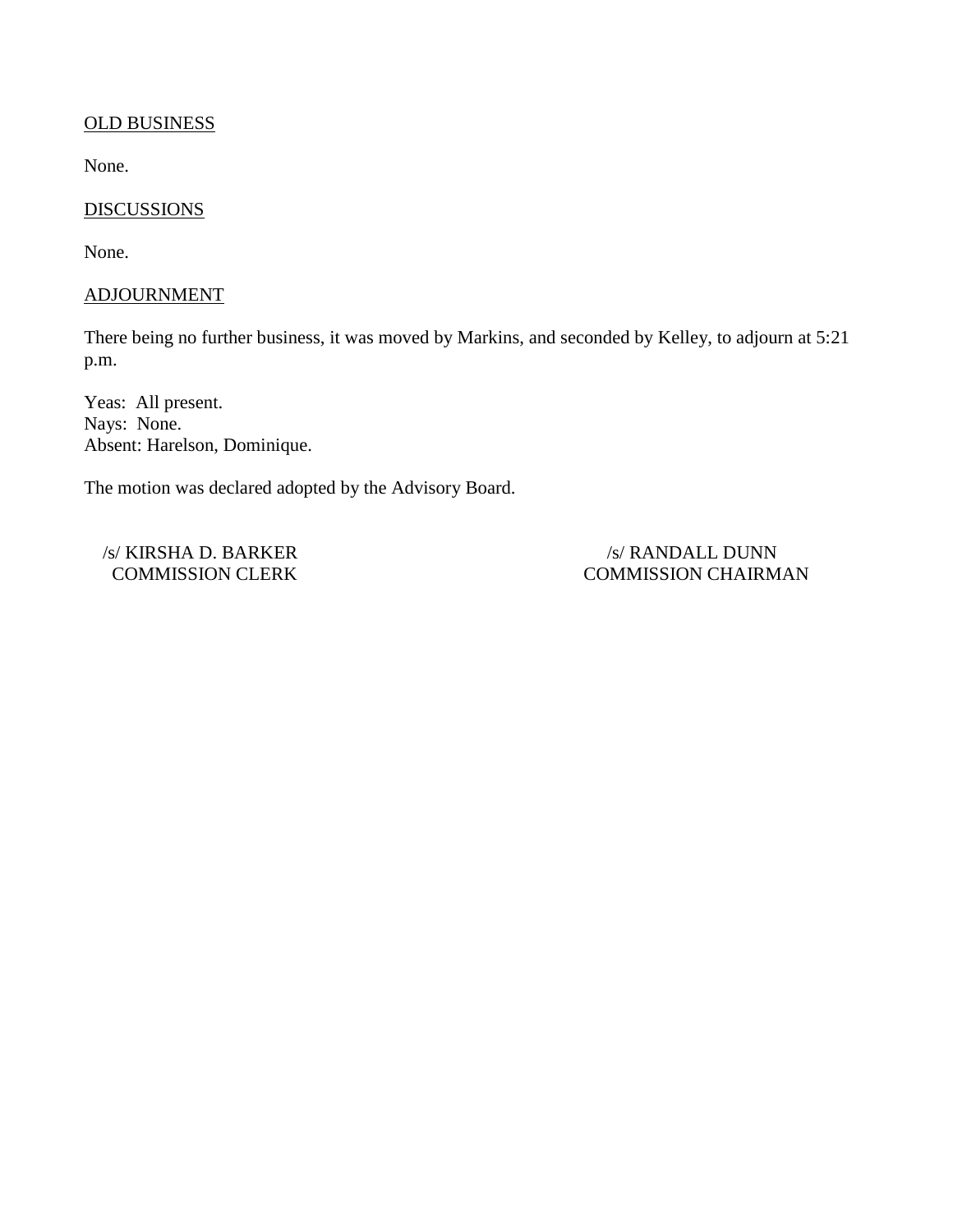OLD BUSINESS

None.

DISCUSSIONS

None.

ADJOURNMENT

There being no further business, it was moved by Markins, and seconded by Kelley, to adjourn at 5:21 p.m.

Yeas: All present.
Nays: None.
Absent: Harelson, Dominique.

The motion was declared adopted by the Advisory Board.

/s/ KIRSHA D. BARKER
COMMISSION CLERK

/s/ RANDALL DUNN
COMMISSION CHAIRMAN